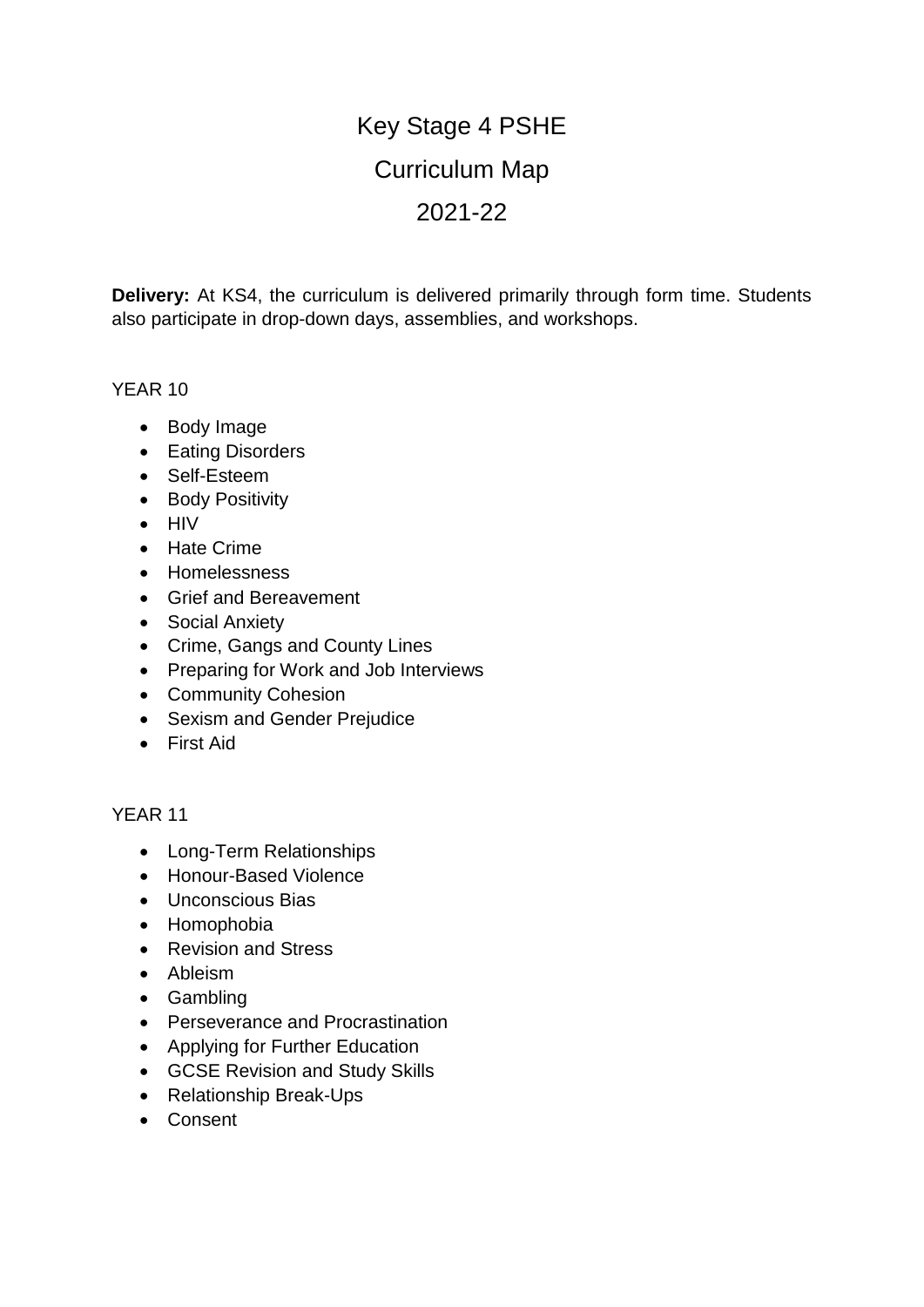# Key Stage 4 PSHE

# Curriculum Map

# 2021-22

**Delivery:** At KS4, the curriculum is delivered primarily through form time. Students also participate in drop-down days, assemblies, and workshops.

## YEAR 10

- Body Image
- Eating Disorders
- Self-Esteem
- Body Positivity
- HIV
- Hate Crime
- Homelessness
- Grief and Bereavement
- Social Anxiety
- Crime, Gangs and County Lines
- Preparing for Work and Job Interviews
- Community Cohesion
- Sexism and Gender Prejudice
- First Aid

## YEAR 11

- Long-Term Relationships
- Honour-Based Violence
- Unconscious Bias
- Homophobia
- Revision and Stress
- Ableism
- Gambling
- Perseverance and Procrastination
- Applying for Further Education
- GCSE Revision and Study Skills
- Relationship Break-Ups
- Consent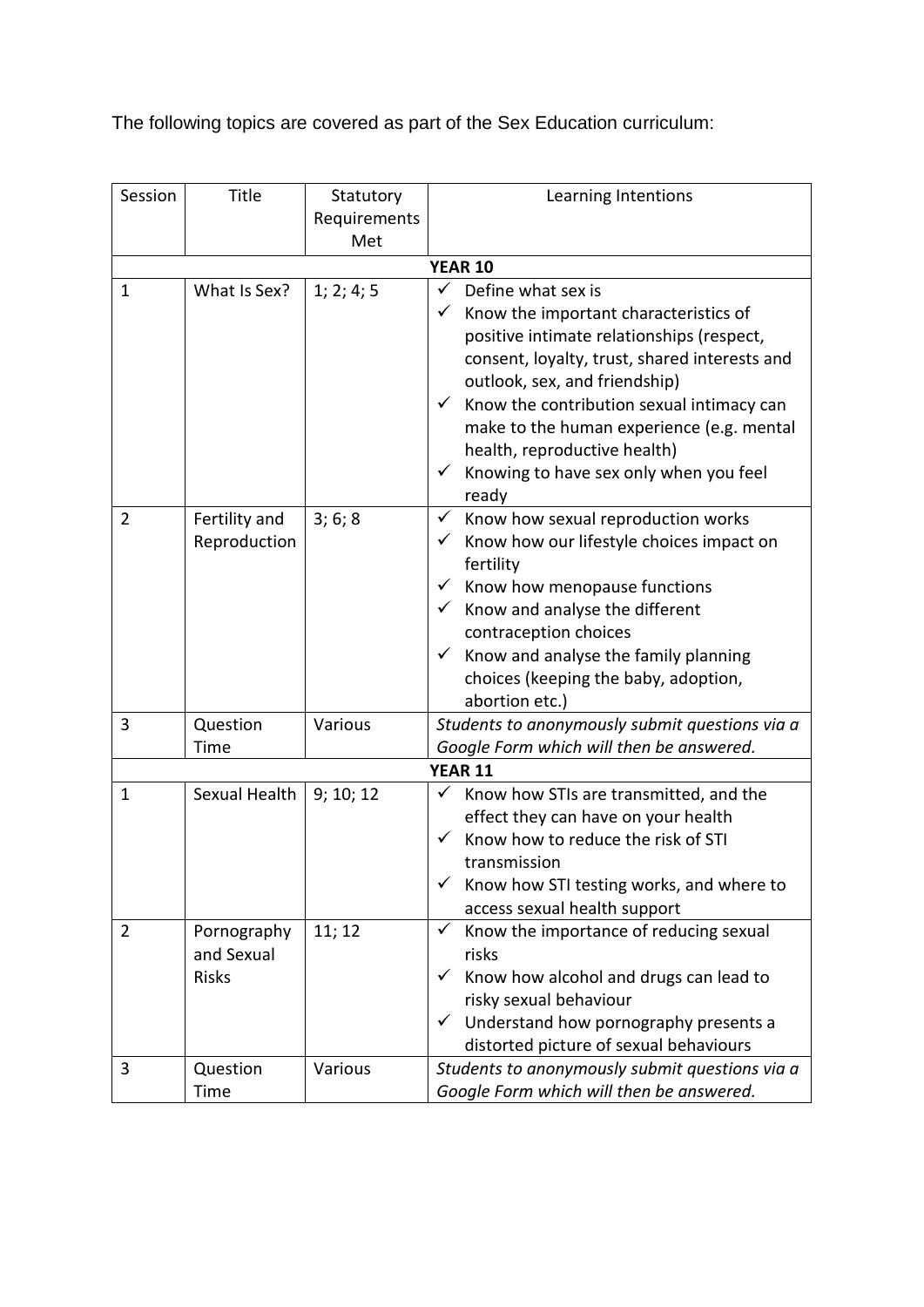The following topics are covered as part of the Sex Education curriculum:

| Session | Title | Statutory Requirements Met | Learning Intentions |
|---|---|---|---|
| **YEAR 10** | | | |
| 1 | What Is Sex? | 1; 2; 4; 5 | ✓ Define what sex is<br>✓ Know the important characteristics of positive intimate relationships (respect, consent, loyalty, trust, shared interests and outlook, sex, and friendship)<br>✓ Know the contribution sexual intimacy can make to the human experience (e.g. mental health, reproductive health)<br>✓ Knowing to have sex only when you feel ready |
| 2 | Fertility and Reproduction | 3; 6; 8 | ✓ Know how sexual reproduction works<br>✓ Know how our lifestyle choices impact on fertility<br>✓ Know how menopause functions<br>✓ Know and analyse the different contraception choices<br>✓ Know and analyse the family planning choices (keeping the baby, adoption, abortion etc.) |
| 3 | Question Time | Various | *Students to anonymously submit questions via a Google Form which will then be answered.* |
| **YEAR 11** | | | |
| 1 | Sexual Health | 9; 10; 12 | ✓ Know how STIs are transmitted, and the effect they can have on your health<br>✓ Know how to reduce the risk of STI transmission<br>✓ Know how STI testing works, and where to access sexual health support |
| 2 | Pornography and Sexual Risks | 11; 12 | ✓ Know the importance of reducing sexual risks<br>✓ Know how alcohol and drugs can lead to risky sexual behaviour<br>✓ Understand how pornography presents a distorted picture of sexual behaviours |
| 3 | Question Time | Various | *Students to anonymously submit questions via a Google Form which will then be answered.* |